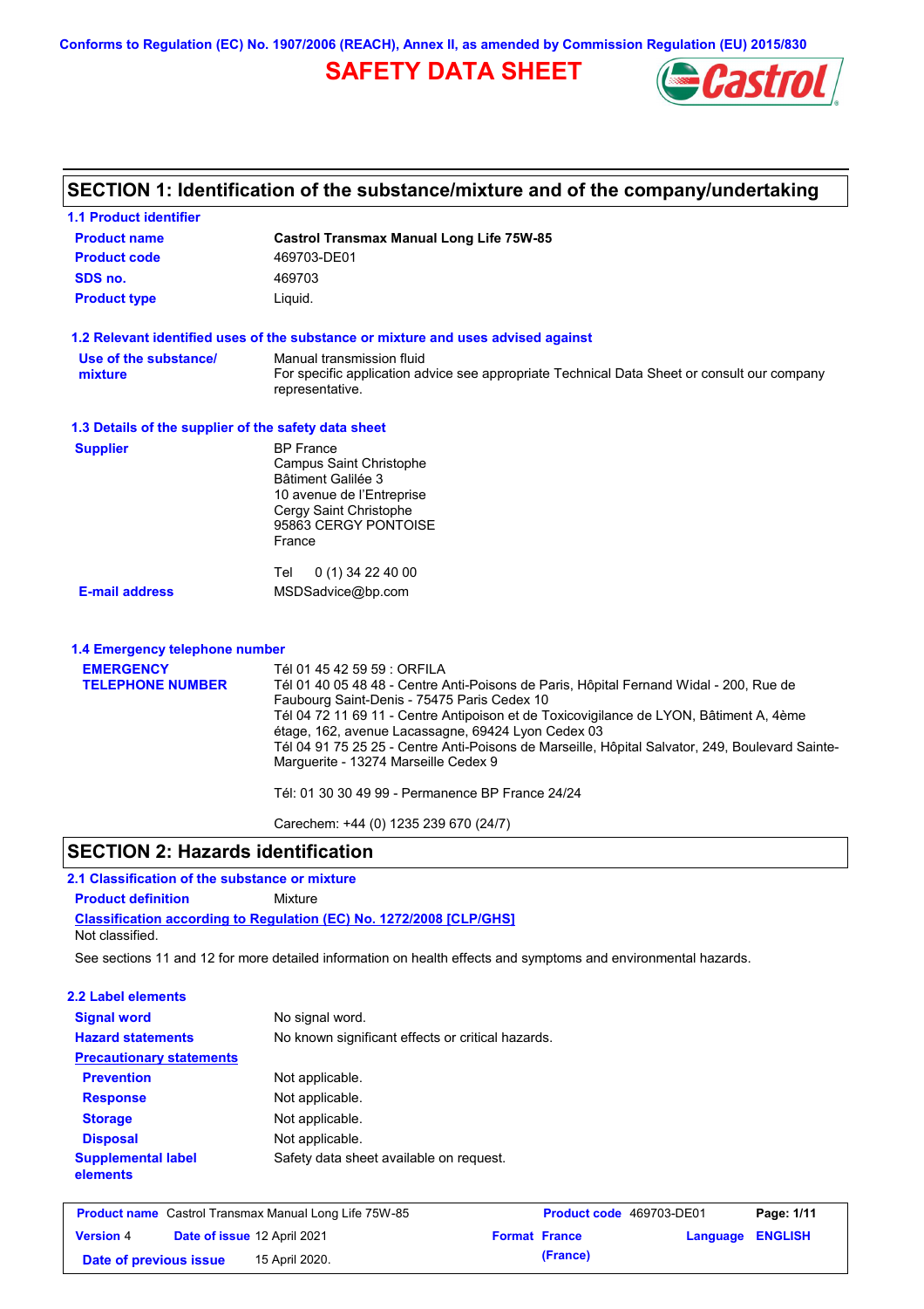Conforms to Regulation (EC) No. 1907/2006 (REACH), Annex II, as amended by Commission Regulation (EU) 2015/830

# SAFETY DATA SHEET

## SECTION 1: Identification of the substance/mixture and of the company/undertaking

### 1.1 Product identifier

| | |
|---|---|
| **Product name** | **Castrol Transmax Manual Long Life 75W-85** |
| **Product code** | 469703-DE01 |
| **SDS no.** | 469703 |
| **Product type** | Liquid. |

### 1.2 Relevant identified uses of the substance or mixture and uses advised against

**Use of the substance/ mixture**
Manual transmission fluid
For specific application advice see appropriate Technical Data Sheet or consult our company representative.

### 1.3 Details of the supplier of the safety data sheet

**Supplier**
BP France
Campus Saint Christophe
Bâtiment Galilée 3
10 avenue de l'Entreprise
Cergy Saint Christophe
95863 CERGY PONTOISE
France

Tel 0 (1) 34 22 40 00

**E-mail address** MSDSadvice@bp.com

### 1.4 Emergency telephone number

**EMERGENCY TELEPHONE NUMBER**
Tél 01 45 42 59 59 : ORFILA
Tél 01 40 05 48 48 - Centre Anti-Poisons de Paris, Hôpital Fernand Widal - 200, Rue de Faubourg Saint-Denis - 75475 Paris Cedex 10
Tél 04 72 11 69 11 - Centre Antipoison et de Toxicovigilance de LYON, Bâtiment A, 4ème étage, 162, avenue Lacassagne, 69424 Lyon Cedex 03
Tél 04 91 75 25 25 - Centre Anti-Poisons de Marseille, Hôpital Salvator, 249, Boulevard Sainte-Marguerite - 13274 Marseille Cedex 9

Tél: 01 30 30 49 99 - Permanence BP France 24/24

Carechem: +44 (0) 1235 239 670 (24/7)

## SECTION 2: Hazards identification

### 2.1 Classification of the substance or mixture

**Product definition** Mixture

**Classification according to Regulation (EC) No. 1272/2008 [CLP/GHS]**
Not classified.

See sections 11 and 12 for more detailed information on health effects and symptoms and environmental hazards.

### 2.2 Label elements

| | |
|---|---|
| **Signal word** | No signal word. |
| **Hazard statements** | No known significant effects or critical hazards. |
| **Precautionary statements** | |
| **Prevention** | Not applicable. |
| **Response** | Not applicable. |
| **Storage** | Not applicable. |
| **Disposal** | Not applicable. |
| **Supplemental label elements** | Safety data sheet available on request. |

| | | | |
|---|---|---|---|
| **Product name** Castrol Transmax Manual Long Life 75W-85 | | **Product code** 469703-DE01 | |
| **Version** 4 | **Date of issue** 12 April 2021 | **Format** France (France) | **Language** ENGLISH |
| **Date of previous issue** 15 April 2020. | | | |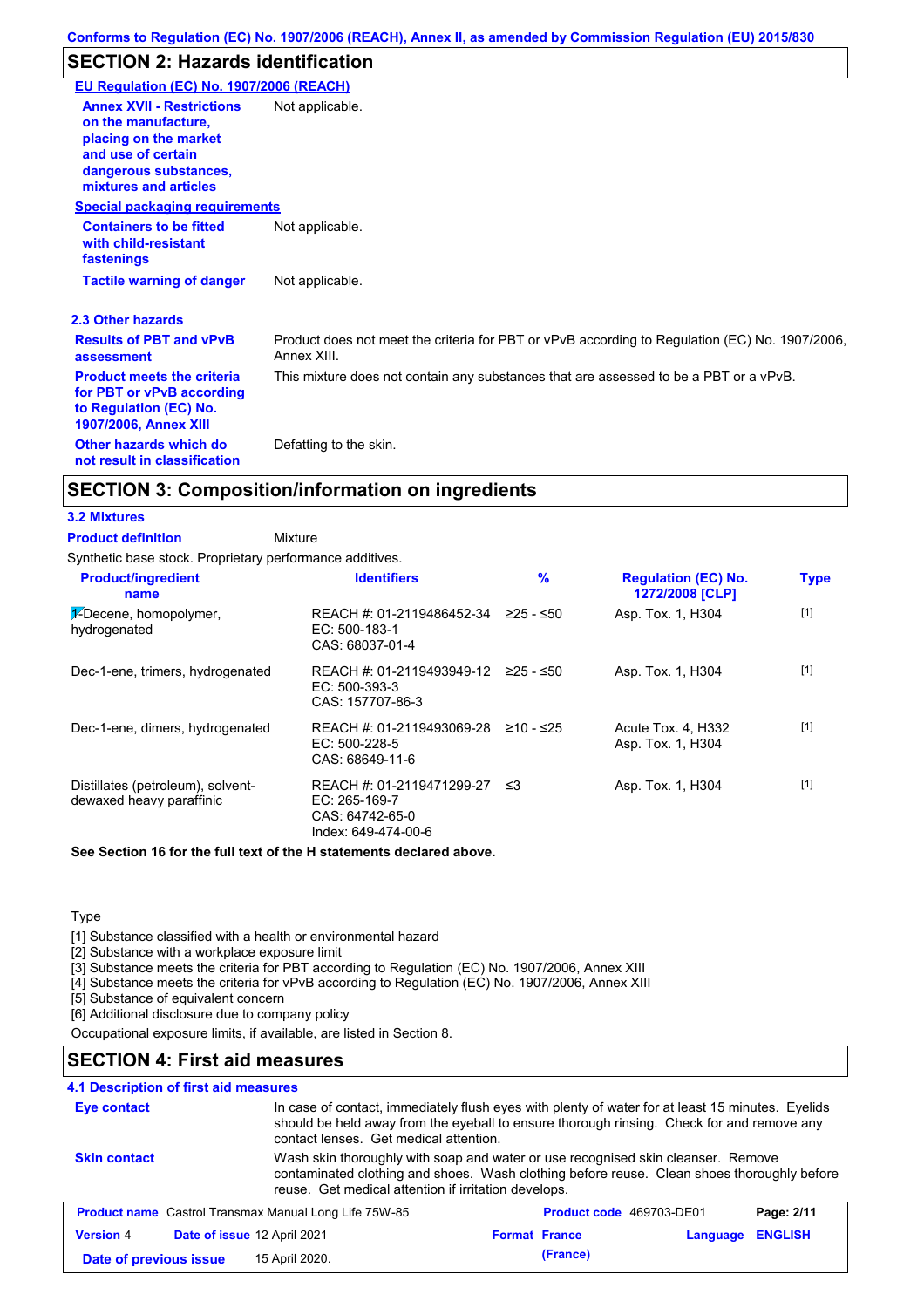Conforms to Regulation (EC) No. 1907/2006 (REACH), Annex II, as amended by Commission Regulation (EU) 2015/830

## SECTION 2: Hazards identification

**EU Regulation (EC) No. 1907/2006 (REACH)**

**Annex XVII - Restrictions on the manufacture, placing on the market and use of certain dangerous substances, mixtures and articles**: Not applicable.

**Special packaging requirements**

**Containers to be fitted with child-resistant fastenings**: Not applicable.

**Tactile warning of danger**: Not applicable.

### 2.3 Other hazards

**Results of PBT and vPvB assessment**: Product does not meet the criteria for PBT or vPvB according to Regulation (EC) No. 1907/2006, Annex XIII.

**Product meets the criteria for PBT or vPvB according to Regulation (EC) No. 1907/2006, Annex XIII**: This mixture does not contain any substances that are assessed to be a PBT or a vPvB.

**Other hazards which do not result in classification**: Defatting to the skin.

## SECTION 3: Composition/information on ingredients

### 3.2 Mixtures

**Product definition**: Mixture

Synthetic base stock. Proprietary performance additives.

| Product/ingredient name | Identifiers | % | Regulation (EC) No. 1272/2008 [CLP] | Type |
|---|---|---|---|---|
| 1-Decene, homopolymer, hydrogenated | REACH #: 01-2119486452-34<br>EC: 500-183-1<br>CAS: 68037-01-4 | ≥25 - ≤50 | Asp. Tox. 1, H304 | [1] |
| Dec-1-ene, trimers, hydrogenated | REACH #: 01-2119493949-12<br>EC: 500-393-3<br>CAS: 157707-86-3 | ≥25 - ≤50 | Asp. Tox. 1, H304 | [1] |
| Dec-1-ene, dimers, hydrogenated | REACH #: 01-2119493069-28<br>EC: 500-228-5<br>CAS: 68649-11-6 | ≥10 - ≤25 | Acute Tox. 4, H332<br>Asp. Tox. 1, H304 | [1] |
| Distillates (petroleum), solvent-dewaxed heavy paraffinic | REACH #: 01-2119471299-27<br>EC: 265-169-7<br>CAS: 64742-65-0<br>Index: 649-474-00-6 | ≤3 | Asp. Tox. 1, H304 | [1] |

**See Section 16 for the full text of the H statements declared above.**

Type

[1] Substance classified with a health or environmental hazard
[2] Substance with a workplace exposure limit
[3] Substance meets the criteria for PBT according to Regulation (EC) No. 1907/2006, Annex XIII
[4] Substance meets the criteria for vPvB according to Regulation (EC) No. 1907/2006, Annex XIII
[5] Substance of equivalent concern
[6] Additional disclosure due to company policy

Occupational exposure limits, if available, are listed in Section 8.

## SECTION 4: First aid measures

### 4.1 Description of first aid measures

**Eye contact**: In case of contact, immediately flush eyes with plenty of water for at least 15 minutes. Eyelids should be held away from the eyeball to ensure thorough rinsing. Check for and remove any contact lenses. Get medical attention.

**Skin contact**: Wash skin thoroughly with soap and water or use recognised skin cleanser. Remove contaminated clothing and shoes. Wash clothing before reuse. Clean shoes thoroughly before reuse. Get medical attention if irritation develops.

| Product name | Castrol Transmax Manual Long Life 75W-85 | Product code | 469703-DE01 | Page: 2/11 |
|---|---|---|---|---|
| Version | 4 | Date of issue | 12 April 2021 | Format France (France) | Language ENGLISH |
| Date of previous issue | 15 April 2020. | | | |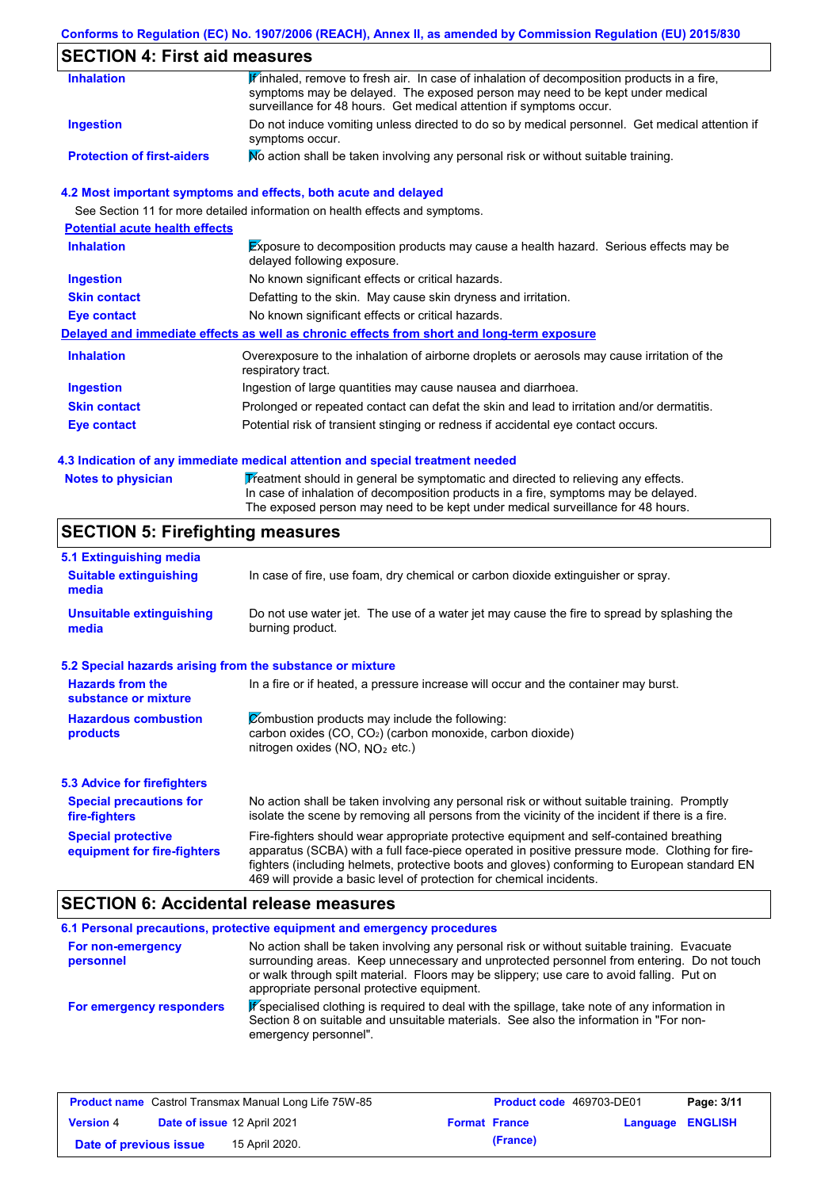## SECTION 4: First aid measures

| | |
|---|---|
| **Inhalation** | If inhaled, remove to fresh air. In case of inhalation of decomposition products in a fire, symptoms may be delayed. The exposed person may need to be kept under medical surveillance for 48 hours. Get medical attention if symptoms occur. |
| **Ingestion** | Do not induce vomiting unless directed to do so by medical personnel. Get medical attention if symptoms occur. |
| **Protection of first-aiders** | No action shall be taken involving any personal risk or without suitable training. |

### 4.2 Most important symptoms and effects, both acute and delayed

See Section 11 for more detailed information on health effects and symptoms.

**Potential acute health effects**

| | |
|---|---|
| **Inhalation** | Exposure to decomposition products may cause a health hazard. Serious effects may be delayed following exposure. |
| **Ingestion** | No known significant effects or critical hazards. |
| **Skin contact** | Defatting to the skin. May cause skin dryness and irritation. |
| **Eye contact** | No known significant effects or critical hazards. |

**Delayed and immediate effects as well as chronic effects from short and long-term exposure**

| | |
|---|---|
| **Inhalation** | Overexposure to the inhalation of airborne droplets or aerosols may cause irritation of the respiratory tract. |
| **Ingestion** | Ingestion of large quantities may cause nausea and diarrhoea. |
| **Skin contact** | Prolonged or repeated contact can defat the skin and lead to irritation and/or dermatitis. |
| **Eye contact** | Potential risk of transient stinging or redness if accidental eye contact occurs. |

### 4.3 Indication of any immediate medical attention and special treatment needed

| | |
|---|---|
| **Notes to physician** | Treatment should in general be symptomatic and directed to relieving any effects. In case of inhalation of decomposition products in a fire, symptoms may be delayed. The exposed person may need to be kept under medical surveillance for 48 hours. |

## SECTION 5: Firefighting measures

### 5.1 Extinguishing media

| | |
|---|---|
| **Suitable extinguishing media** | In case of fire, use foam, dry chemical or carbon dioxide extinguisher or spray. |
| **Unsuitable extinguishing media** | Do not use water jet. The use of a water jet may cause the fire to spread by splashing the burning product. |

### 5.2 Special hazards arising from the substance or mixture

| | |
|---|---|
| **Hazards from the substance or mixture** | In a fire or if heated, a pressure increase will occur and the container may burst. |
| **Hazardous combustion products** | Combustion products may include the following:<br>carbon oxides (CO, $CO_2$) (carbon monoxide, carbon dioxide)<br>nitrogen oxides (NO, $NO_2$ etc.) |

### 5.3 Advice for firefighters

| | |
|---|---|
| **Special precautions for fire-fighters** | No action shall be taken involving any personal risk or without suitable training. Promptly isolate the scene by removing all persons from the vicinity of the incident if there is a fire. |
| **Special protective equipment for fire-fighters** | Fire-fighters should wear appropriate protective equipment and self-contained breathing apparatus (SCBA) with a full face-piece operated in positive pressure mode. Clothing for fire-fighters (including helmets, protective boots and gloves) conforming to European standard EN 469 will provide a basic level of protection for chemical incidents. |

## SECTION 6: Accidental release measures

### 6.1 Personal precautions, protective equipment and emergency procedures

| | |
|---|---|
| **For non-emergency personnel** | No action shall be taken involving any personal risk or without suitable training. Evacuate surrounding areas. Keep unnecessary and unprotected personnel from entering. Do not touch or walk through spilt material. Floors may be slippery; use care to avoid falling. Put on appropriate personal protective equipment. |
| **For emergency responders** | If specialised clothing is required to deal with the spillage, take note of any information in Section 8 on suitable and unsuitable materials. See also the information in "For non-emergency personnel". |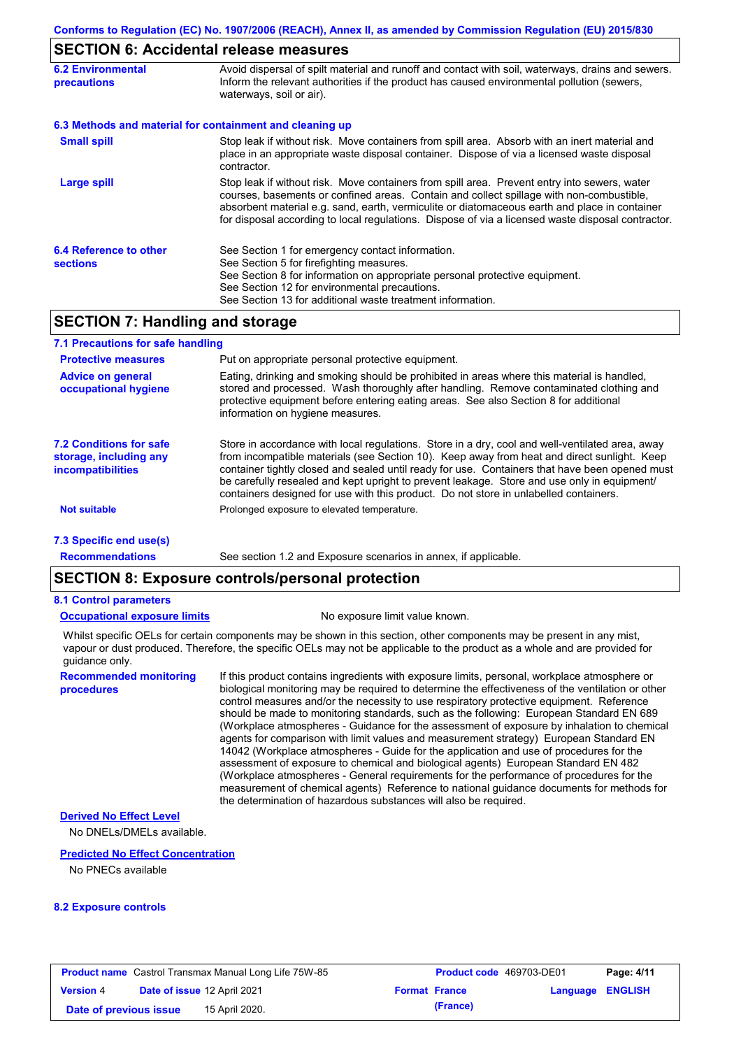## SECTION 6: Accidental release measures

**6.2 Environmental precautions**

Avoid dispersal of spilt material and runoff and contact with soil, waterways, drains and sewers. Inform the relevant authorities if the product has caused environmental pollution (sewers, waterways, soil or air).

**6.3 Methods and material for containment and cleaning up**

**Small spill**

Stop leak if without risk. Move containers from spill area. Absorb with an inert material and place in an appropriate waste disposal container. Dispose of via a licensed waste disposal contractor.

**Large spill**

Stop leak if without risk. Move containers from spill area. Prevent entry into sewers, water courses, basements or confined areas. Contain and collect spillage with non-combustible, absorbent material e.g. sand, earth, vermiculite or diatomaceous earth and place in container for disposal according to local regulations. Dispose of via a licensed waste disposal contractor.

**6.4 Reference to other sections**

See Section 1 for emergency contact information.
See Section 5 for firefighting measures.
See Section 8 for information on appropriate personal protective equipment.
See Section 12 for environmental precautions.
See Section 13 for additional waste treatment information.

## SECTION 7: Handling and storage

**7.1 Precautions for safe handling**

**Protective measures**

Put on appropriate personal protective equipment.

**Advice on general occupational hygiene**

Eating, drinking and smoking should be prohibited in areas where this material is handled, stored and processed. Wash thoroughly after handling. Remove contaminated clothing and protective equipment before entering eating areas. See also Section 8 for additional information on hygiene measures.

**7.2 Conditions for safe storage, including any incompatibilities**

Store in accordance with local regulations. Store in a dry, cool and well-ventilated area, away from incompatible materials (see Section 10). Keep away from heat and direct sunlight. Keep container tightly closed and sealed until ready for use. Containers that have been opened must be carefully resealed and kept upright to prevent leakage. Store and use only in equipment/ containers designed for use with this product. Do not store in unlabelled containers.

**Not suitable**

Prolonged exposure to elevated temperature.

**7.3 Specific end use(s)**

**Recommendations**

See section 1.2 and Exposure scenarios in annex, if applicable.

## SECTION 8: Exposure controls/personal protection

**8.1 Control parameters**

**Occupational exposure limits**

No exposure limit value known.

Whilst specific OELs for certain components may be shown in this section, other components may be present in any mist, vapour or dust produced. Therefore, the specific OELs may not be applicable to the product as a whole and are provided for guidance only.

**Recommended monitoring procedures**

If this product contains ingredients with exposure limits, personal, workplace atmosphere or biological monitoring may be required to determine the effectiveness of the ventilation or other control measures and/or the necessity to use respiratory protective equipment. Reference should be made to monitoring standards, such as the following: European Standard EN 689 (Workplace atmospheres - Guidance for the assessment of exposure by inhalation to chemical agents for comparison with limit values and measurement strategy) European Standard EN 14042 (Workplace atmospheres - Guide for the application and use of procedures for the assessment of exposure to chemical and biological agents) European Standard EN 482 (Workplace atmospheres - General requirements for the performance of procedures for the measurement of chemical agents) Reference to national guidance documents for methods for the determination of hazardous substances will also be required.

**Derived No Effect Level**

No DNELs/DMELs available.

**Predicted No Effect Concentration**

No PNECs available

**8.2 Exposure controls**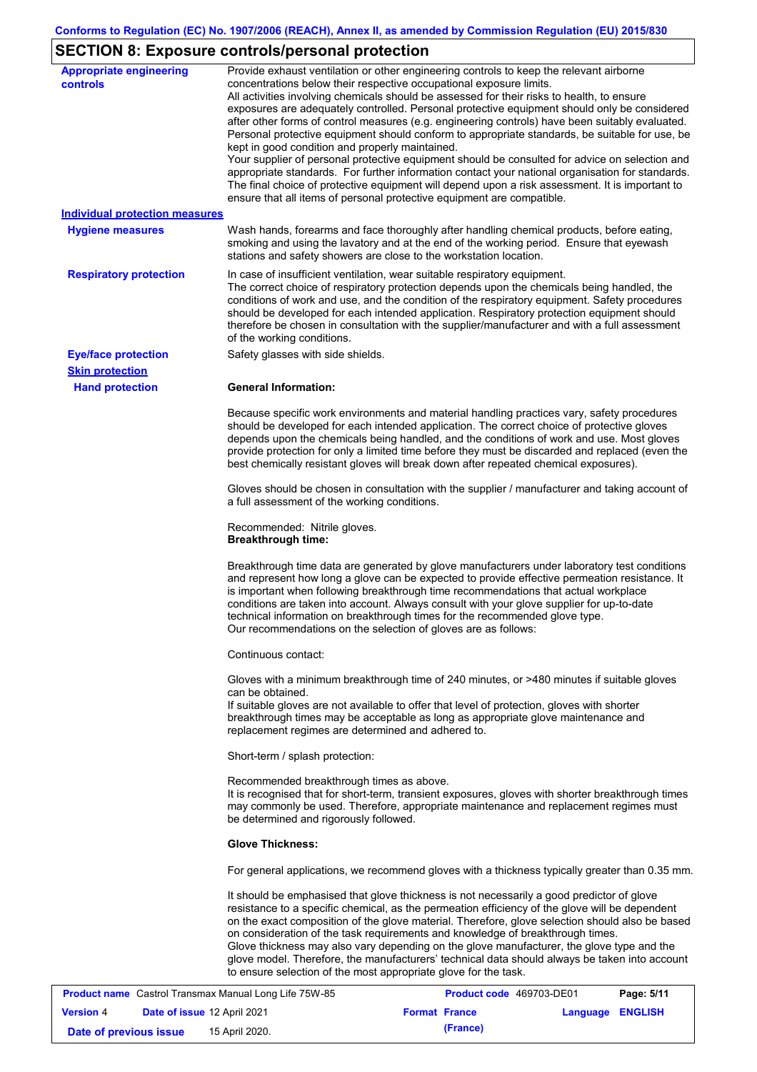## SECTION 8: Exposure controls/personal protection

**Appropriate engineering controls**

Provide exhaust ventilation or other engineering controls to keep the relevant airborne concentrations below their respective occupational exposure limits.
All activities involving chemicals should be assessed for their risks to health, to ensure exposures are adequately controlled. Personal protective equipment should only be considered after other forms of control measures (e.g. engineering controls) have been suitably evaluated. Personal protective equipment should conform to appropriate standards, be suitable for use, be kept in good condition and properly maintained.
Your supplier of personal protective equipment should be consulted for advice on selection and appropriate standards. For further information contact your national organisation for standards. The final choice of protective equipment will depend upon a risk assessment. It is important to ensure that all items of personal protective equipment are compatible.

**Individual protection measures**

**Hygiene measures**

Wash hands, forearms and face thoroughly after handling chemical products, before eating, smoking and using the lavatory and at the end of the working period. Ensure that eyewash stations and safety showers are close to the workstation location.

**Respiratory protection**

In case of insufficient ventilation, wear suitable respiratory equipment.
The correct choice of respiratory protection depends upon the chemicals being handled, the conditions of work and use, and the condition of the respiratory equipment. Safety procedures should be developed for each intended application. Respiratory protection equipment should therefore be chosen in consultation with the supplier/manufacturer and with a full assessment of the working conditions.

**Eye/face protection**

Safety glasses with side shields.

**Skin protection**

**Hand protection**

**General Information:**

Because specific work environments and material handling practices vary, safety procedures should be developed for each intended application. The correct choice of protective gloves depends upon the chemicals being handled, and the conditions of work and use. Most gloves provide protection for only a limited time before they must be discarded and replaced (even the best chemically resistant gloves will break down after repeated chemical exposures).

Gloves should be chosen in consultation with the supplier / manufacturer and taking account of a full assessment of the working conditions.

Recommended: Nitrile gloves.
**Breakthrough time:**

Breakthrough time data are generated by glove manufacturers under laboratory test conditions and represent how long a glove can be expected to provide effective permeation resistance. It is important when following breakthrough time recommendations that actual workplace conditions are taken into account. Always consult with your glove supplier for up-to-date technical information on breakthrough times for the recommended glove type.
Our recommendations on the selection of gloves are as follows:

Continuous contact:

Gloves with a minimum breakthrough time of 240 minutes, or >480 minutes if suitable gloves can be obtained.
If suitable gloves are not available to offer that level of protection, gloves with shorter breakthrough times may be acceptable as long as appropriate glove maintenance and replacement regimes are determined and adhered to.

Short-term / splash protection:

Recommended breakthrough times as above.
It is recognised that for short-term, transient exposures, gloves with shorter breakthrough times may commonly be used. Therefore, appropriate maintenance and replacement regimes must be determined and rigorously followed.

**Glove Thickness:**

For general applications, we recommend gloves with a thickness typically greater than 0.35 mm.

It should be emphasised that glove thickness is not necessarily a good predictor of glove resistance to a specific chemical, as the permeation efficiency of the glove will be dependent on the exact composition of the glove material. Therefore, glove selection should also be based on consideration of the task requirements and knowledge of breakthrough times.
Glove thickness may also vary depending on the glove manufacturer, the glove type and the glove model. Therefore, the manufacturers' technical data should always be taken into account to ensure selection of the most appropriate glove for the task.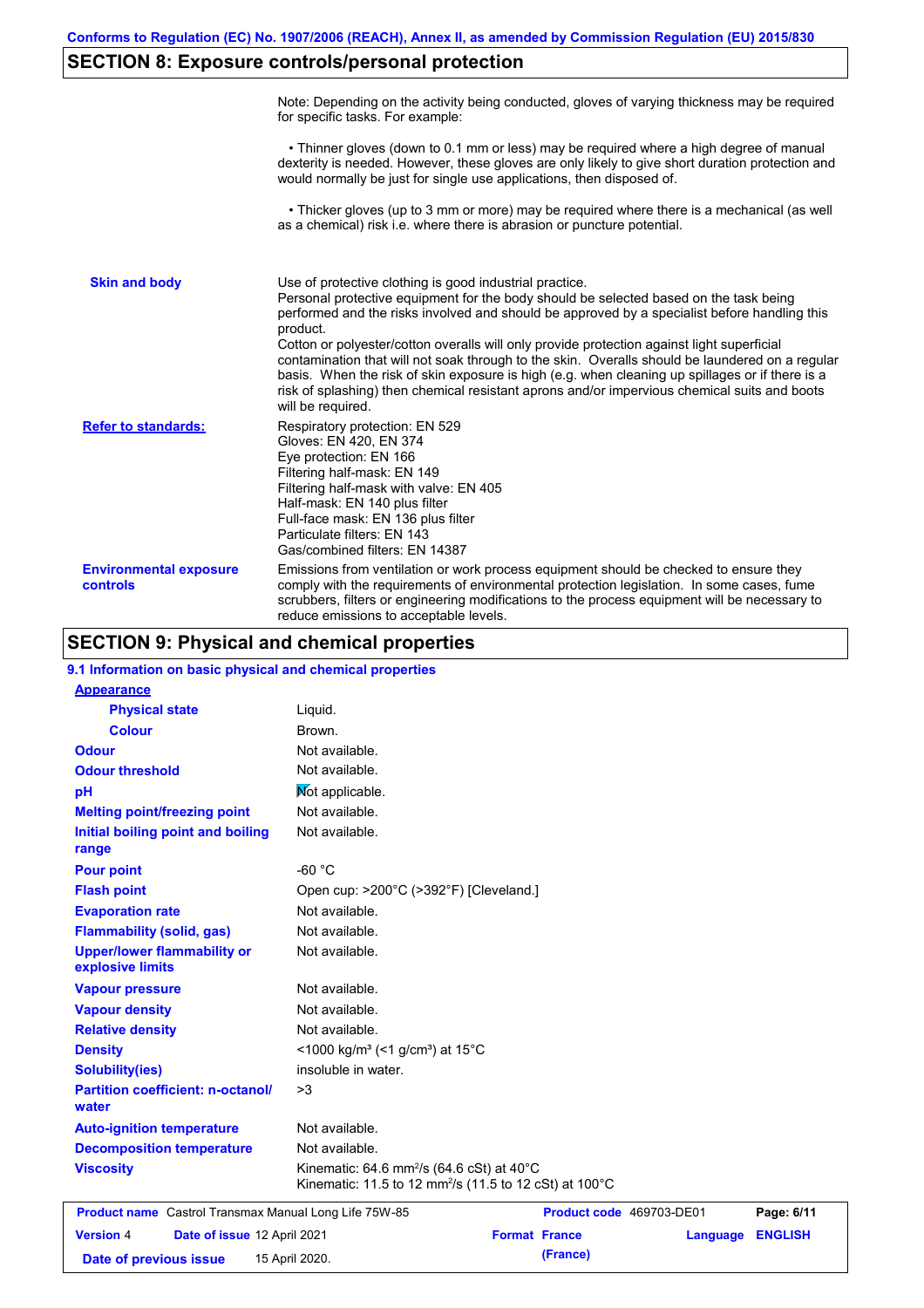## SECTION 8: Exposure controls/personal protection

| | |
|---|---|
| | Note: Depending on the activity being conducted, gloves of varying thickness may be required for specific tasks. For example:<br><br>• Thinner gloves (down to 0.1 mm or less) may be required where a high degree of manual dexterity is needed. However, these gloves are only likely to give short duration protection and would normally be just for single use applications, then disposed of.<br><br>• Thicker gloves (up to 3 mm or more) may be required where there is a mechanical (as well as a chemical) risk i.e. where there is abrasion or puncture potential. |
| **Skin and body** | Use of protective clothing is good industrial practice.<br>Personal protective equipment for the body should be selected based on the task being performed and the risks involved and should be approved by a specialist before handling this product.<br>Cotton or polyester/cotton overalls will only provide protection against light superficial contamination that will not soak through to the skin. Overalls should be laundered on a regular basis. When the risk of skin exposure is high (e.g. when cleaning up spillages or if there is a risk of splashing) then chemical resistant aprons and/or impervious chemical suits and boots will be required. |
| **Refer to standards:** | Respiratory protection: EN 529<br>Gloves: EN 420, EN 374<br>Eye protection: EN 166<br>Filtering half-mask: EN 149<br>Filtering half-mask with valve: EN 405<br>Half-mask: EN 140 plus filter<br>Full-face mask: EN 136 plus filter<br>Particulate filters: EN 143<br>Gas/combined filters: EN 14387 |
| **Environmental exposure controls** | Emissions from ventilation or work process equipment should be checked to ensure they comply with the requirements of environmental protection legislation. In some cases, fume scrubbers, filters or engineering modifications to the process equipment will be necessary to reduce emissions to acceptable levels. |

## SECTION 9: Physical and chemical properties

### 9.1 Information on basic physical and chemical properties

| | |
|---|---|
| **Appearance** | |
| **Physical state** | Liquid. |
| **Colour** | Brown. |
| **Odour** | Not available. |
| **Odour threshold** | Not available. |
| **pH** | Not applicable. |
| **Melting point/freezing point** | Not available. |
| **Initial boiling point and boiling range** | Not available. |
| **Pour point** | -60 °C |
| **Flash point** | Open cup: >200°C (>392°F) [Cleveland.] |
| **Evaporation rate** | Not available. |
| **Flammability (solid, gas)** | Not available. |
| **Upper/lower flammability or explosive limits** | Not available. |
| **Vapour pressure** | Not available. |
| **Vapour density** | Not available. |
| **Relative density** | Not available. |
| **Density** | <1000 kg/m³ (<1 g/cm³) at 15°C |
| **Solubility(ies)** | insoluble in water. |
| **Partition coefficient: n-octanol/water** | >3 |
| **Auto-ignition temperature** | Not available. |
| **Decomposition temperature** | Not available. |
| **Viscosity** | Kinematic: 64.6 mm²/s (64.6 cSt) at 40°C<br>Kinematic: 11.5 to 12 mm²/s (11.5 to 12 cSt) at 100°C |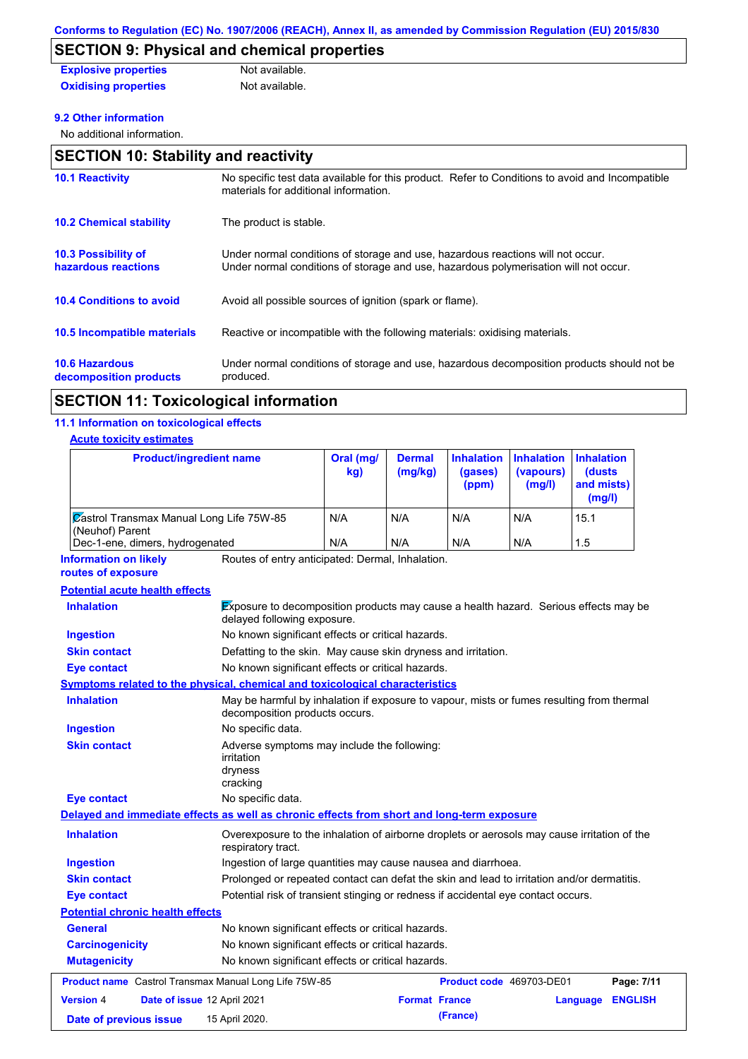## SECTION 9: Physical and chemical properties

**Explosive properties** Not available.

**Oxidising properties** Not available.

**9.2 Other information**

No additional information.

## SECTION 10: Stability and reactivity

**10.1 Reactivity**
No specific test data available for this product. Refer to Conditions to avoid and Incompatible materials for additional information.

**10.2 Chemical stability**
The product is stable.

**10.3 Possibility of hazardous reactions**
Under normal conditions of storage and use, hazardous reactions will not occur.
Under normal conditions of storage and use, hazardous polymerisation will not occur.

**10.4 Conditions to avoid**
Avoid all possible sources of ignition (spark or flame).

**10.5 Incompatible materials**
Reactive or incompatible with the following materials: oxidising materials.

**10.6 Hazardous decomposition products**
Under normal conditions of storage and use, hazardous decomposition products should not be produced.

## SECTION 11: Toxicological information

**11.1 Information on toxicological effects**

**Acute toxicity estimates**

| Product/ingredient name | Oral (mg/kg) | Dermal (mg/kg) | Inhalation (gases) (ppm) | Inhalation (vapours) (mg/l) | Inhalation (dusts and mists) (mg/l) |
|---|---|---|---|---|---|
| Castrol Transmax Manual Long Life 75W-85 (Neuhof) Parent | N/A | N/A | N/A | N/A | 15.1 |
| Dec-1-ene, dimers, hydrogenated | N/A | N/A | N/A | N/A | 1.5 |

**Information on likely routes of exposure**
Routes of entry anticipated: Dermal, Inhalation.

**Potential acute health effects**

**Inhalation** Exposure to decomposition products may cause a health hazard. Serious effects may be delayed following exposure.

**Ingestion** No known significant effects or critical hazards.

**Skin contact** Defatting to the skin. May cause skin dryness and irritation.

**Eye contact** No known significant effects or critical hazards.

**Symptoms related to the physical, chemical and toxicological characteristics**

**Inhalation** May be harmful by inhalation if exposure to vapour, mists or fumes resulting from thermal decomposition products occurs.

**Ingestion** No specific data.

**Skin contact** Adverse symptoms may include the following:
irritation
dryness
cracking

**Eye contact** No specific data.

**Delayed and immediate effects as well as chronic effects from short and long-term exposure**

**Inhalation** Overexposure to the inhalation of airborne droplets or aerosols may cause irritation of the respiratory tract.

**Ingestion** Ingestion of large quantities may cause nausea and diarrhoea.

**Skin contact** Prolonged or repeated contact can defat the skin and lead to irritation and/or dermatitis.

**Eye contact** Potential risk of transient stinging or redness if accidental eye contact occurs.

**Potential chronic health effects**

**General** No known significant effects or critical hazards.

**Carcinogenicity** No known significant effects or critical hazards.

**Mutagenicity** No known significant effects or critical hazards.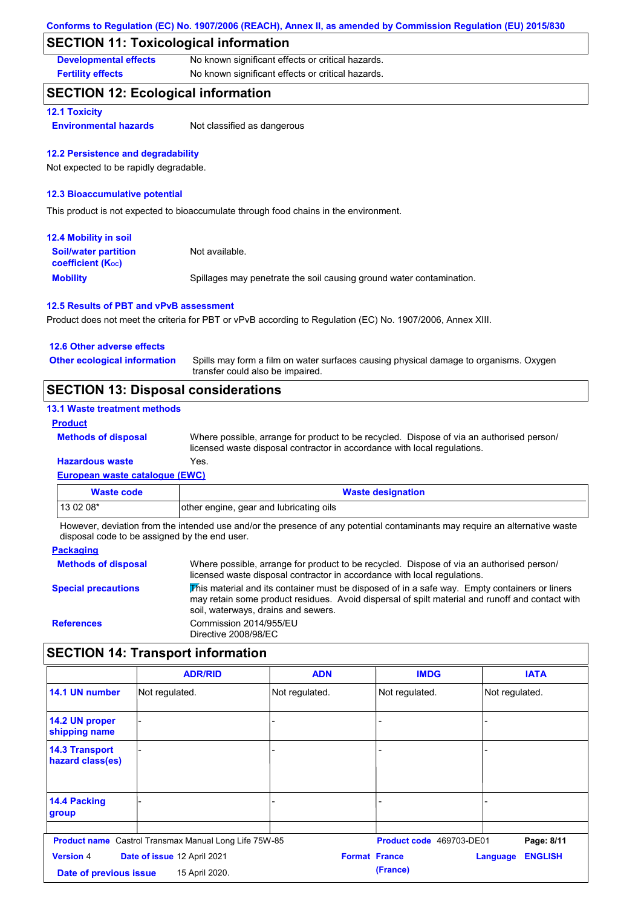## SECTION 11: Toxicological information

**Developmental effects** No known significant effects or critical hazards.

**Fertility effects** No known significant effects or critical hazards.

## SECTION 12: Ecological information

### 12.1 Toxicity

**Environmental hazards** Not classified as dangerous

### 12.2 Persistence and degradability

Not expected to be rapidly degradable.

### 12.3 Bioaccumulative potential

This product is not expected to bioaccumulate through food chains in the environment.

### 12.4 Mobility in soil

**Soil/water partition coefficient ($K_{OC}$)** Not available.

**Mobility** Spillages may penetrate the soil causing ground water contamination.

### 12.5 Results of PBT and vPvB assessment

Product does not meet the criteria for PBT or vPvB according to Regulation (EC) No. 1907/2006, Annex XIII.

### 12.6 Other adverse effects

**Other ecological information** Spills may form a film on water surfaces causing physical damage to organisms. Oxygen transfer could also be impaired.

## SECTION 13: Disposal considerations

### 13.1 Waste treatment methods

**Product**

**Methods of disposal** Where possible, arrange for product to be recycled. Dispose of via an authorised person/ licensed waste disposal contractor in accordance with local regulations.

**Hazardous waste** Yes.

**European waste catalogue (EWC)**

| Waste code | Waste designation |
|---|---|
| 13 02 08* | other engine, gear and lubricating oils |

However, deviation from the intended use and/or the presence of any potential contaminants may require an alternative waste disposal code to be assigned by the end user.

**Packaging**

**Methods of disposal** Where possible, arrange for product to be recycled. Dispose of via an authorised person/ licensed waste disposal contractor in accordance with local regulations.

**Special precautions** This material and its container must be disposed of in a safe way. Empty containers or liners may retain some product residues. Avoid dispersal of spilt material and runoff and contact with soil, waterways, drains and sewers.

**References** Commission 2014/955/EU
Directive 2008/98/EC

## SECTION 14: Transport information

| | ADR/RID | ADN | IMDG | IATA |
|---|---|---|---|---|
| 14.1 UN number | Not regulated. | Not regulated. | Not regulated. | Not regulated. |
| 14.2 UN proper shipping name | - | - | - | - |
| 14.3 Transport hazard class(es) | - | - | - | - |
| 14.4 Packing group | - | - | - | - |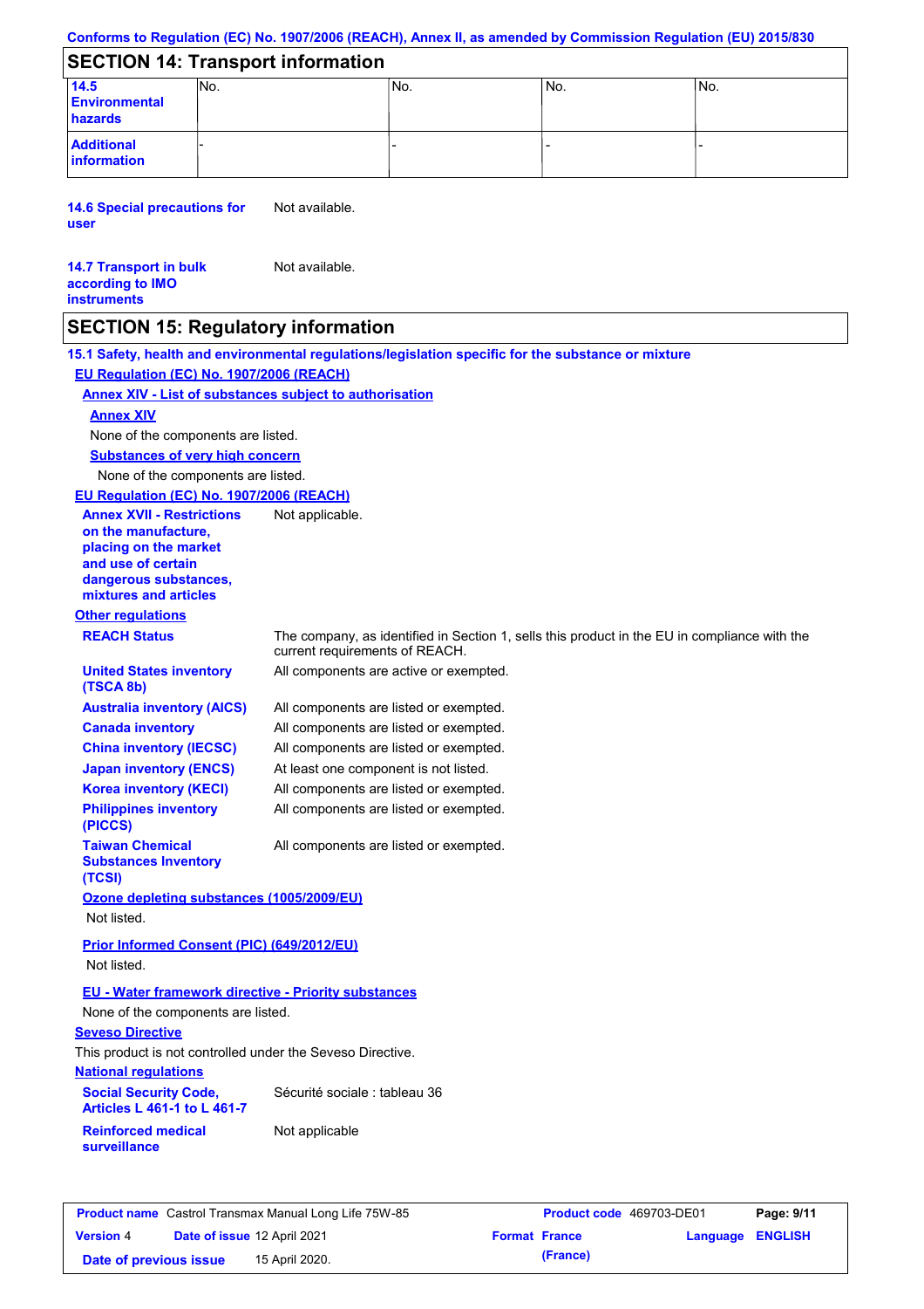Conforms to Regulation (EC) No. 1907/2006 (REACH), Annex II, as amended by Commission Regulation (EU) 2015/830

## SECTION 14: Transport information

| | | | | |
|---|---|---|---|---|
| **14.5 Environmental hazards** | No. | No. | No. | No. |
| **Additional information** | - | - | - | - |

**14.6 Special precautions for user** Not available.

**14.7 Transport in bulk according to IMO instruments** Not available.

## SECTION 15: Regulatory information

**15.1 Safety, health and environmental regulations/legislation specific for the substance or mixture**

**EU Regulation (EC) No. 1907/2006 (REACH)**

**Annex XIV - List of substances subject to authorisation**

**Annex XIV**

None of the components are listed.

**Substances of very high concern**

None of the components are listed.

**EU Regulation (EC) No. 1907/2006 (REACH)**

**Annex XVII - Restrictions on the manufacture, placing on the market and use of certain dangerous substances, mixtures and articles** Not applicable.

**Other regulations**

**REACH Status** The company, as identified in Section 1, sells this product in the EU in compliance with the current requirements of REACH.

**United States inventory (TSCA 8b)** All components are active or exempted.

**Australia inventory (AICS)** All components are listed or exempted.

**Canada inventory** All components are listed or exempted.

**China inventory (IECSC)** All components are listed or exempted.

**Japan inventory (ENCS)** At least one component is not listed.

**Korea inventory (KECI)** All components are listed or exempted.

**Philippines inventory (PICCS)** All components are listed or exempted.

**Taiwan Chemical Substances Inventory (TCSI)** All components are listed or exempted.

**Ozone depleting substances (1005/2009/EU)**

Not listed.

**Prior Informed Consent (PIC) (649/2012/EU)**

Not listed.

**EU - Water framework directive - Priority substances**

None of the components are listed.

**Seveso Directive**

This product is not controlled under the Seveso Directive.

**National regulations**

**Social Security Code, Articles L 461-1 to L 461-7** Sécurité sociale : tableau 36

**Reinforced medical surveillance** Not applicable

| | | | |
|---|---|---|---|
| **Product name** Castrol Transmax Manual Long Life 75W-85 | | **Product code** 469703-DE01 | **Page: 9/11** |
| **Version** 4 | **Date of issue** 12 April 2021 | **Format France (France)** | **Language ENGLISH** |
| **Date of previous issue** | 15 April 2020. | | |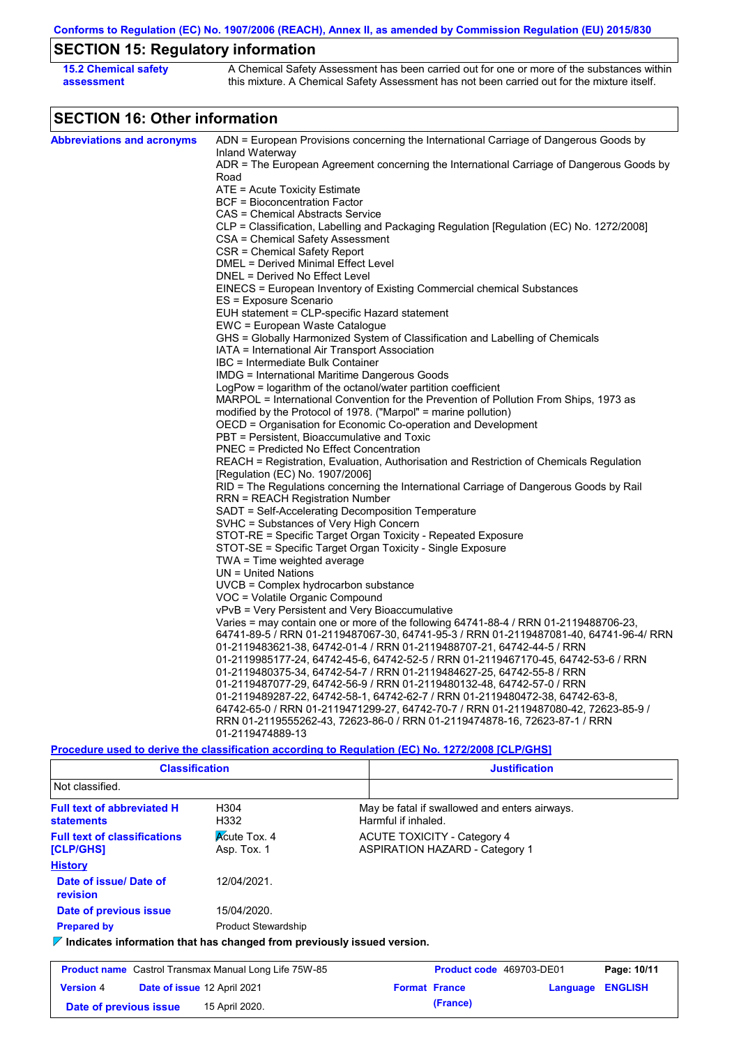## SECTION 15: Regulatory information

**15.2 Chemical safety assessment**

A Chemical Safety Assessment has been carried out for one or more of the substances within this mixture. A Chemical Safety Assessment has not been carried out for the mixture itself.

## SECTION 16: Other information

**Abbreviations and acronyms**

ADN = European Provisions concerning the International Carriage of Dangerous Goods by Inland Waterway
ADR = The European Agreement concerning the International Carriage of Dangerous Goods by Road
ATE = Acute Toxicity Estimate
BCF = Bioconcentration Factor
CAS = Chemical Abstracts Service
CLP = Classification, Labelling and Packaging Regulation [Regulation (EC) No. 1272/2008]
CSA = Chemical Safety Assessment
CSR = Chemical Safety Report
DMEL = Derived Minimal Effect Level
DNEL = Derived No Effect Level
EINECS = European Inventory of Existing Commercial chemical Substances
ES = Exposure Scenario
EUH statement = CLP-specific Hazard statement
EWC = European Waste Catalogue
GHS = Globally Harmonized System of Classification and Labelling of Chemicals
IATA = International Air Transport Association
IBC = Intermediate Bulk Container
IMDG = International Maritime Dangerous Goods
LogPow = logarithm of the octanol/water partition coefficient
MARPOL = International Convention for the Prevention of Pollution From Ships, 1973 as modified by the Protocol of 1978. ("Marpol" = marine pollution)
OECD = Organisation for Economic Co-operation and Development
PBT = Persistent, Bioaccumulative and Toxic
PNEC = Predicted No Effect Concentration
REACH = Registration, Evaluation, Authorisation and Restriction of Chemicals Regulation [Regulation (EC) No. 1907/2006]
RID = The Regulations concerning the International Carriage of Dangerous Goods by Rail
RRN = REACH Registration Number
SADT = Self-Accelerating Decomposition Temperature
SVHC = Substances of Very High Concern
STOT-RE = Specific Target Organ Toxicity - Repeated Exposure
STOT-SE = Specific Target Organ Toxicity - Single Exposure
TWA = Time weighted average
UN = United Nations
UVCB = Complex hydrocarbon substance
VOC = Volatile Organic Compound
vPvB = Very Persistent and Very Bioaccumulative
Varies = may contain one or more of the following 64741-88-4 / RRN 01-2119488706-23, 64741-89-5 / RRN 01-2119487067-30, 64741-95-3 / RRN 01-2119487081-40, 64741-96-4/ RRN 01-2119483621-38, 64742-01-4 / RRN 01-2119488707-21, 64742-44-5 / RRN 01-2119985177-24, 64742-45-6, 64742-52-5 / RRN 01-2119467170-45, 64742-53-6 / RRN 01-2119480375-34, 64742-54-7 / RRN 01-2119484627-25, 64742-55-8 / RRN 01-2119487077-29, 64742-56-9 / RRN 01-2119480132-48, 64742-57-0 / RRN 01-2119489287-22, 64742-58-1, 64742-62-7 / RRN 01-2119480472-38, 64742-63-8, 64742-65-0 / RRN 01-2119471299-27, 64742-70-7 / RRN 01-2119487080-42, 72623-85-9 / RRN 01-2119555262-43, 72623-86-0 / RRN 01-2119474878-16, 72623-87-1 / RRN 01-2119474889-13

**Procedure used to derive the classification according to Regulation (EC) No. 1272/2008 [CLP/GHS]**

| Classification | Justification |
|---|---|
| Not classified. | |

**Full text of abbreviated H statements**

| | |
|---|---|
| H304 | May be fatal if swallowed and enters airways. |
| H332 | Harmful if inhaled. |

**Full text of classifications [CLP/GHS]**

| | |
|---|---|
| Acute Tox. 4 | ACUTE TOXICITY - Category 4 |
| Asp. Tox. 1 | ASPIRATION HAZARD - Category 1 |

**History**

**Date of issue/ Date of revision**: 12/04/2021.

**Date of previous issue**: 15/04/2020.

**Prepared by**: Product Stewardship

**Indicates information that has changed from previously issued version.**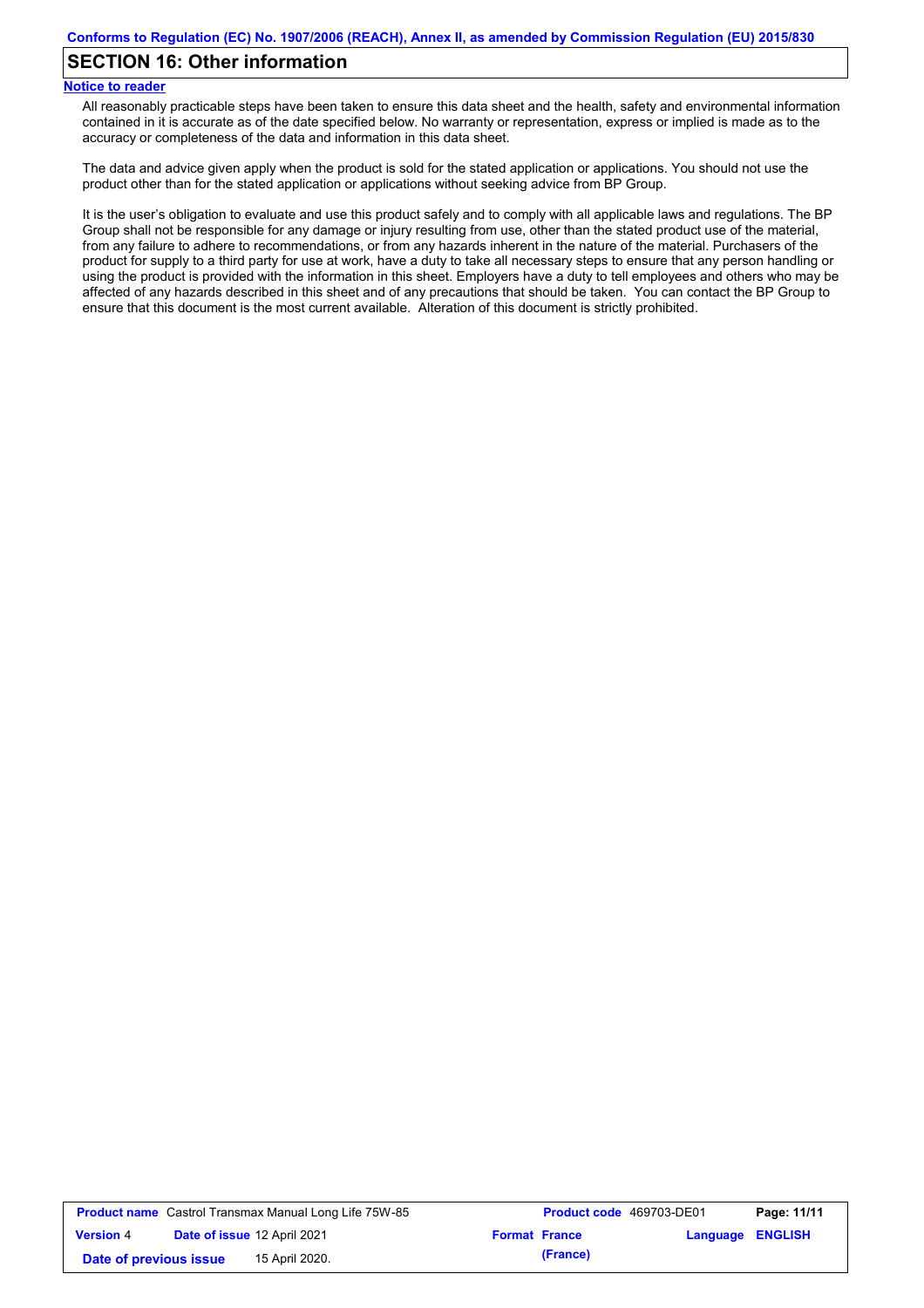## SECTION 16: Other information

**Notice to reader**

All reasonably practicable steps have been taken to ensure this data sheet and the health, safety and environmental information contained in it is accurate as of the date specified below. No warranty or representation, express or implied is made as to the accuracy or completeness of the data and information in this data sheet.

The data and advice given apply when the product is sold for the stated application or applications. You should not use the product other than for the stated application or applications without seeking advice from BP Group.

It is the user's obligation to evaluate and use this product safely and to comply with all applicable laws and regulations. The BP Group shall not be responsible for any damage or injury resulting from use, other than the stated product use of the material, from any failure to adhere to recommendations, or from any hazards inherent in the nature of the material. Purchasers of the product for supply to a third party for use at work, have a duty to take all necessary steps to ensure that any person handling or using the product is provided with the information in this sheet. Employers have a duty to tell employees and others who may be affected of any hazards described in this sheet and of any precautions that should be taken. You can contact the BP Group to ensure that this document is the most current available. Alteration of this document is strictly prohibited.